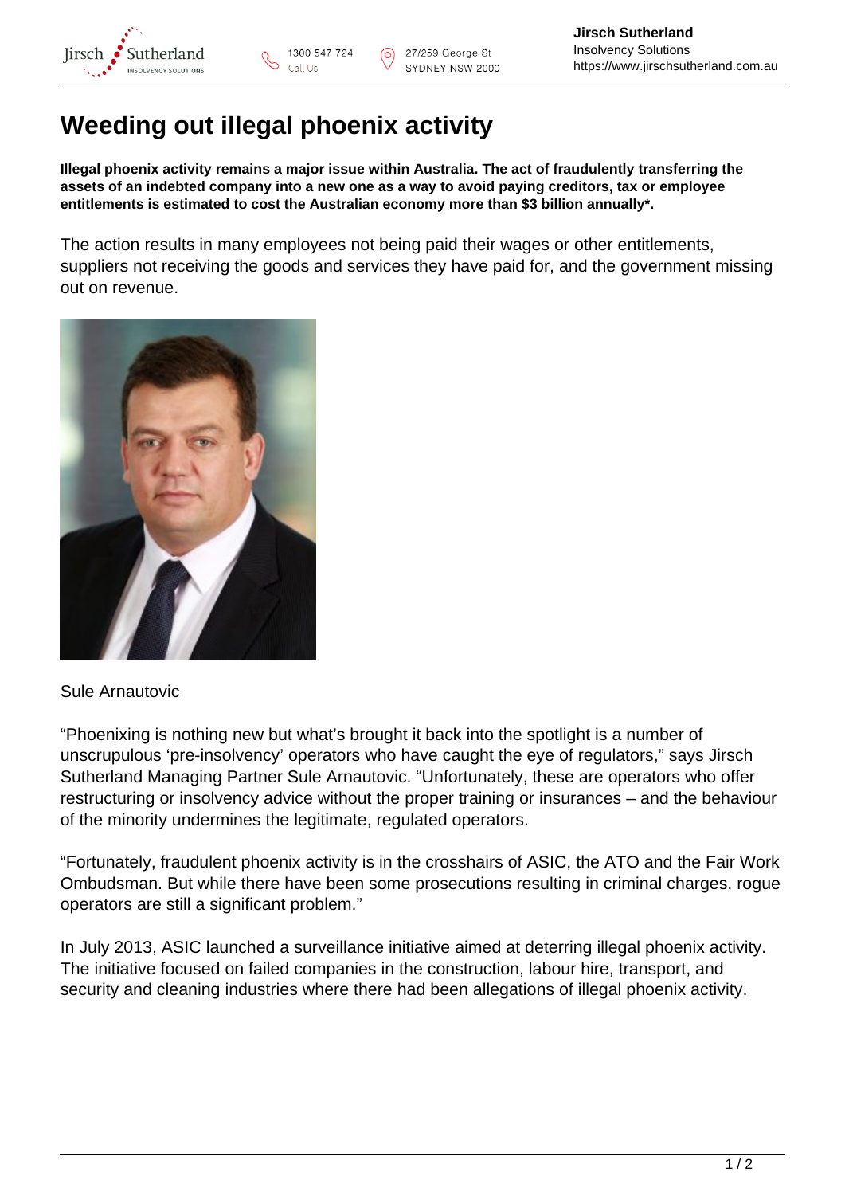# Weeding out illegal phoenix activity

**Illegal phoenix activity remains a major issue within Australia. The act of fraudulently transferring the assets of an indebted company into a new one as a way to avoid paying creditors, tax or employee entitlements is estimated to cost the Australian economy more than $3 billion annually*.**

The action results in many employees not being paid their wages or other entitlements, suppliers not receiving the goods and services they have paid for, and the government missing out on revenue.

Sule Arnautovic

"Phoenixing is nothing new but what's brought it back into the spotlight is a number of unscrupulous 'pre-insolvency' operators who have caught the eye of regulators," says Jirsch Sutherland Managing Partner Sule Arnautovic. "Unfortunately, these are operators who offer restructuring or insolvency advice without the proper training or insurances – and the behaviour of the minority undermines the legitimate, regulated operators.

"Fortunately, fraudulent phoenix activity is in the crosshairs of ASIC, the ATO and the Fair Work Ombudsman. But while there have been some prosecutions resulting in criminal charges, rogue operators are still a significant problem."

In July 2013, ASIC launched a surveillance initiative aimed at deterring illegal phoenix activity. The initiative focused on failed companies in the construction, labour hire, transport, and security and cleaning industries where there had been allegations of illegal phoenix activity.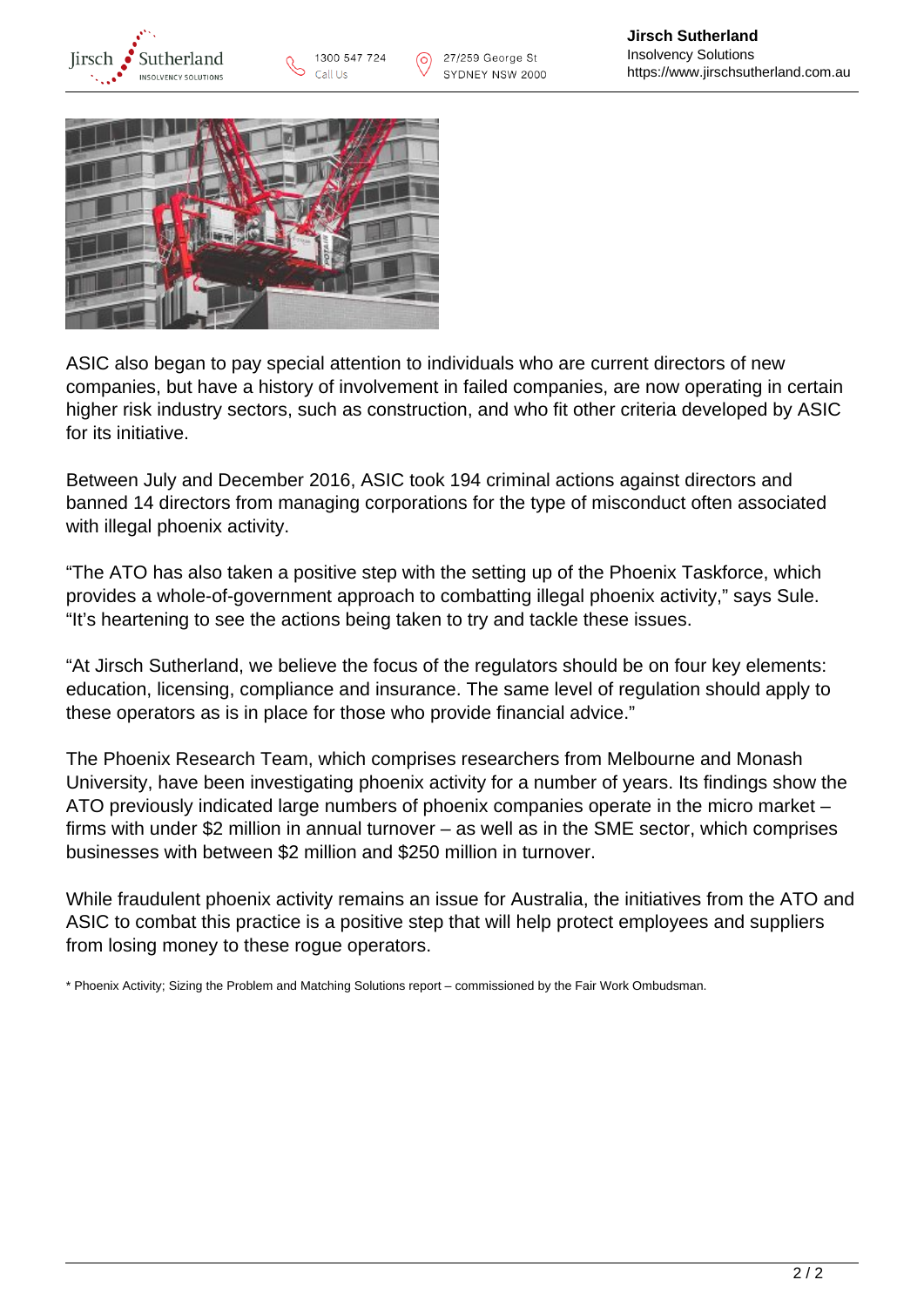ASIC also began to pay special attention to individuals who are current directors of new companies, but have a history of involvement in failed companies, are now operating in certain higher risk industry sectors, such as construction, and who fit other criteria developed by ASIC for its initiative.

Between July and December 2016, ASIC took 194 criminal actions against directors and banned 14 directors from managing corporations for the type of misconduct often associated with illegal phoenix activity.

"The ATO has also taken a positive step with the setting up of the Phoenix Taskforce, which provides a whole-of-government approach to combatting illegal phoenix activity," says Sule. "It's heartening to see the actions being taken to try and tackle these issues.

"At Jirsch Sutherland, we believe the focus of the regulators should be on four key elements: education, licensing, compliance and insurance. The same level of regulation should apply to these operators as is in place for those who provide financial advice."

The Phoenix Research Team, which comprises researchers from Melbourne and Monash University, have been investigating phoenix activity for a number of years. Its findings show the ATO previously indicated large numbers of phoenix companies operate in the micro market – firms with under $2 million in annual turnover – as well as in the SME sector, which comprises businesses with between $2 million and $250 million in turnover.

While fraudulent phoenix activity remains an issue for Australia, the initiatives from the ATO and ASIC to combat this practice is a positive step that will help protect employees and suppliers from losing money to these rogue operators.

* Phoenix Activity; Sizing the Problem and Matching Solutions report – commissioned by the Fair Work Ombudsman.